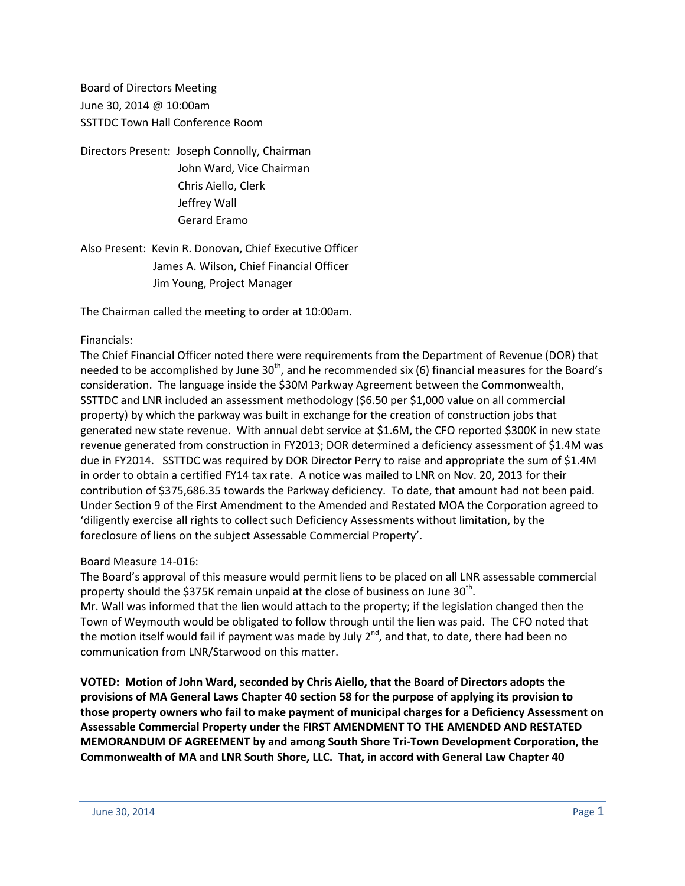Board of Directors Meeting
June 30, 2014 @ 10:00am
SSTTDC Town Hall Conference Room

Directors Present: Joseph Connolly, Chairman
John Ward, Vice Chairman
Chris Aiello, Clerk
Jeffrey Wall
Gerard Eramo

Also Present: Kevin R. Donovan, Chief Executive Officer
James A. Wilson, Chief Financial Officer
Jim Young, Project Manager

The Chairman called the meeting to order at 10:00am.

Financials:
The Chief Financial Officer noted there were requirements from the Department of Revenue (DOR) that needed to be accomplished by June 30th, and he recommended six (6) financial measures for the Board's consideration. The language inside the $30M Parkway Agreement between the Commonwealth, SSTTDC and LNR included an assessment methodology ($6.50 per $1,000 value on all commercial property) by which the parkway was built in exchange for the creation of construction jobs that generated new state revenue. With annual debt service at $1.6M, the CFO reported $300K in new state revenue generated from construction in FY2013; DOR determined a deficiency assessment of $1.4M was due in FY2014. SSTTDC was required by DOR Director Perry to raise and appropriate the sum of $1.4M in order to obtain a certified FY14 tax rate. A notice was mailed to LNR on Nov. 20, 2013 for their contribution of $375,686.35 towards the Parkway deficiency. To date, that amount had not been paid. Under Section 9 of the First Amendment to the Amended and Restated MOA the Corporation agreed to 'diligently exercise all rights to collect such Deficiency Assessments without limitation, by the foreclosure of liens on the subject Assessable Commercial Property'.

Board Measure 14-016:
The Board's approval of this measure would permit liens to be placed on all LNR assessable commercial property should the $375K remain unpaid at the close of business on June 30th.
Mr. Wall was informed that the lien would attach to the property; if the legislation changed then the Town of Weymouth would be obligated to follow through until the lien was paid. The CFO noted that the motion itself would fail if payment was made by July 2nd, and that, to date, there had been no communication from LNR/Starwood on this matter.

**VOTED: Motion of John Ward, seconded by Chris Aiello, that the Board of Directors adopts the provisions of MA General Laws Chapter 40 section 58 for the purpose of applying its provision to those property owners who fail to make payment of municipal charges for a Deficiency Assessment on Assessable Commercial Property under the FIRST AMENDMENT TO THE AMENDED AND RESTATED MEMORANDUM OF AGREEMENT by and among South Shore Tri-Town Development Corporation, the Commonwealth of MA and LNR South Shore, LLC. That, in accord with General Law Chapter 40**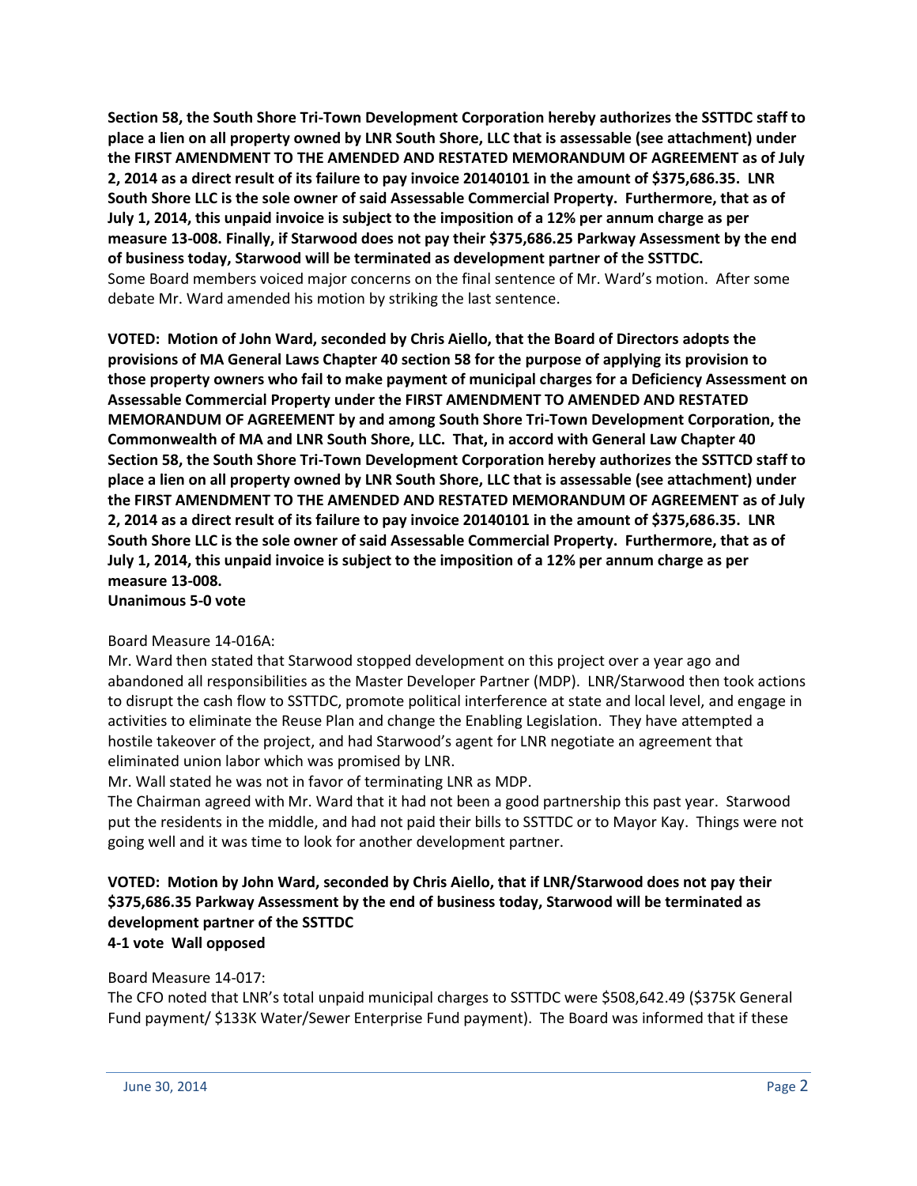**Section 58, the South Shore Tri-Town Development Corporation hereby authorizes the SSTTDC staff to place a lien on all property owned by LNR South Shore, LLC that is assessable (see attachment) under the FIRST AMENDMENT TO THE AMENDED AND RESTATED MEMORANDUM OF AGREEMENT as of July 2, 2014 as a direct result of its failure to pay invoice 20140101 in the amount of $375,686.35. LNR South Shore LLC is the sole owner of said Assessable Commercial Property. Furthermore, that as of July 1, 2014, this unpaid invoice is subject to the imposition of a 12% per annum charge as per measure 13-008. Finally, if Starwood does not pay their $375,686.25 Parkway Assessment by the end of business today, Starwood will be terminated as development partner of the SSTTDC.**

Some Board members voiced major concerns on the final sentence of Mr. Ward's motion. After some debate Mr. Ward amended his motion by striking the last sentence.

**VOTED: Motion of John Ward, seconded by Chris Aiello, that the Board of Directors adopts the provisions of MA General Laws Chapter 40 section 58 for the purpose of applying its provision to those property owners who fail to make payment of municipal charges for a Deficiency Assessment on Assessable Commercial Property under the FIRST AMENDMENT TO AMENDED AND RESTATED MEMORANDUM OF AGREEMENT by and among South Shore Tri-Town Development Corporation, the Commonwealth of MA and LNR South Shore, LLC. That, in accord with General Law Chapter 40 Section 58, the South Shore Tri-Town Development Corporation hereby authorizes the SSTTCD staff to place a lien on all property owned by LNR South Shore, LLC that is assessable (see attachment) under the FIRST AMENDMENT TO THE AMENDED AND RESTATED MEMORANDUM OF AGREEMENT as of July 2, 2014 as a direct result of its failure to pay invoice 20140101 in the amount of $375,686.35. LNR South Shore LLC is the sole owner of said Assessable Commercial Property. Furthermore, that as of July 1, 2014, this unpaid invoice is subject to the imposition of a 12% per annum charge as per measure 13-008.**
**Unanimous 5-0 vote**

Board Measure 14-016A:
Mr. Ward then stated that Starwood stopped development on this project over a year ago and abandoned all responsibilities as the Master Developer Partner (MDP). LNR/Starwood then took actions to disrupt the cash flow to SSTTDC, promote political interference at state and local level, and engage in activities to eliminate the Reuse Plan and change the Enabling Legislation. They have attempted a hostile takeover of the project, and had Starwood's agent for LNR negotiate an agreement that eliminated union labor which was promised by LNR.
Mr. Wall stated he was not in favor of terminating LNR as MDP.
The Chairman agreed with Mr. Ward that it had not been a good partnership this past year. Starwood put the residents in the middle, and had not paid their bills to SSTTDC or to Mayor Kay. Things were not going well and it was time to look for another development partner.

**VOTED: Motion by John Ward, seconded by Chris Aiello, that if LNR/Starwood does not pay their $375,686.35 Parkway Assessment by the end of business today, Starwood will be terminated as development partner of the SSTTDC**
**4-1 vote Wall opposed**

Board Measure 14-017:
The CFO noted that LNR's total unpaid municipal charges to SSTTDC were $508,642.49 ($375K General Fund payment/ $133K Water/Sewer Enterprise Fund payment). The Board was informed that if these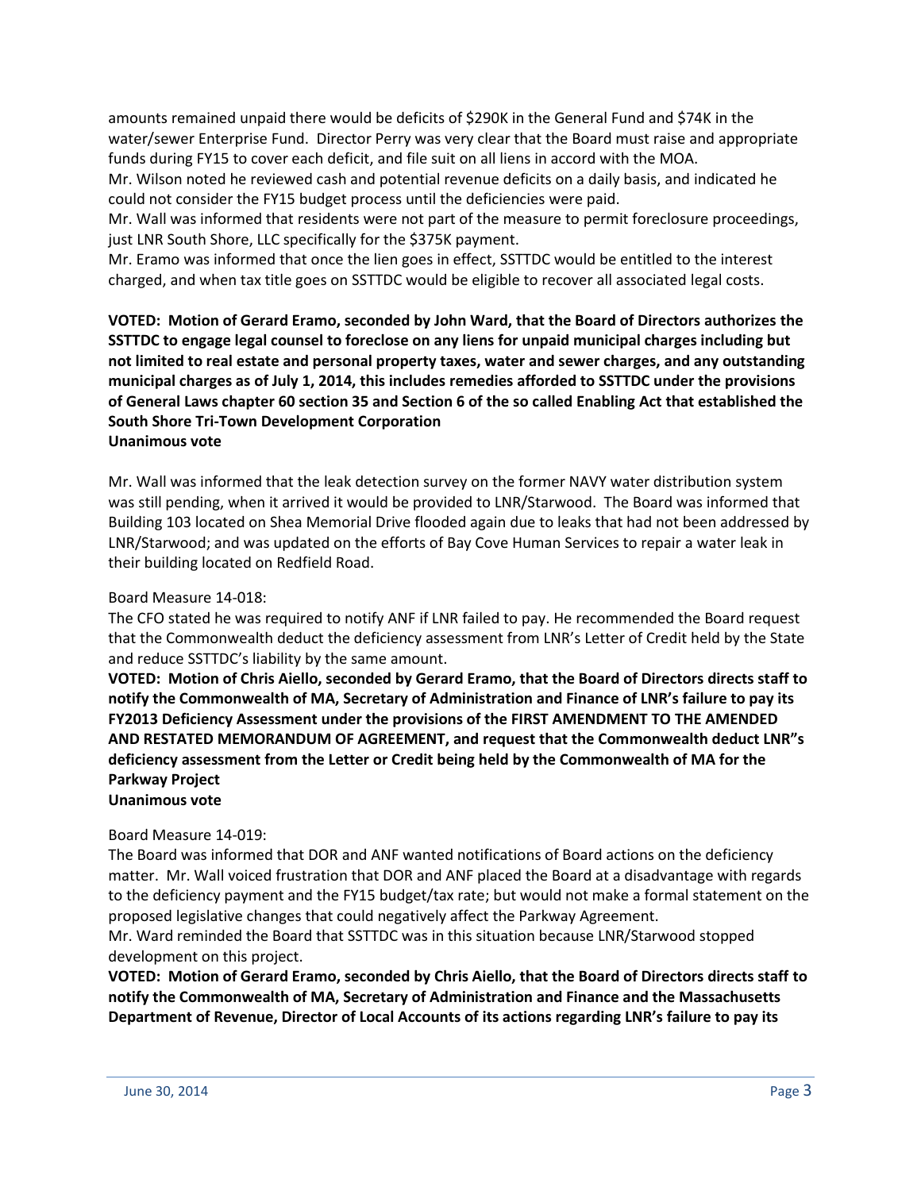amounts remained unpaid there would be deficits of $290K in the General Fund and $74K in the water/sewer Enterprise Fund. Director Perry was very clear that the Board must raise and appropriate funds during FY15 to cover each deficit, and file suit on all liens in accord with the MOA.

Mr. Wilson noted he reviewed cash and potential revenue deficits on a daily basis, and indicated he could not consider the FY15 budget process until the deficiencies were paid.

Mr. Wall was informed that residents were not part of the measure to permit foreclosure proceedings, just LNR South Shore, LLC specifically for the $375K payment.

Mr. Eramo was informed that once the lien goes in effect, SSTTDC would be entitled to the interest charged, and when tax title goes on SSTTDC would be eligible to recover all associated legal costs.

**VOTED: Motion of Gerard Eramo, seconded by John Ward, that the Board of Directors authorizes the SSTTDC to engage legal counsel to foreclose on any liens for unpaid municipal charges including but not limited to real estate and personal property taxes, water and sewer charges, and any outstanding municipal charges as of July 1, 2014, this includes remedies afforded to SSTTDC under the provisions of General Laws chapter 60 section 35 and Section 6 of the so called Enabling Act that established the South Shore Tri-Town Development Corporation**
**Unanimous vote**

Mr. Wall was informed that the leak detection survey on the former NAVY water distribution system was still pending, when it arrived it would be provided to LNR/Starwood. The Board was informed that Building 103 located on Shea Memorial Drive flooded again due to leaks that had not been addressed by LNR/Starwood; and was updated on the efforts of Bay Cove Human Services to repair a water leak in their building located on Redfield Road.

Board Measure 14-018:

The CFO stated he was required to notify ANF if LNR failed to pay. He recommended the Board request that the Commonwealth deduct the deficiency assessment from LNR's Letter of Credit held by the State and reduce SSTTDC's liability by the same amount.

**VOTED: Motion of Chris Aiello, seconded by Gerard Eramo, that the Board of Directors directs staff to notify the Commonwealth of MA, Secretary of Administration and Finance of LNR's failure to pay its FY2013 Deficiency Assessment under the provisions of the FIRST AMENDMENT TO THE AMENDED AND RESTATED MEMORANDUM OF AGREEMENT, and request that the Commonwealth deduct LNR"s deficiency assessment from the Letter or Credit being held by the Commonwealth of MA for the Parkway Project**
**Unanimous vote**

Board Measure 14-019:

The Board was informed that DOR and ANF wanted notifications of Board actions on the deficiency matter. Mr. Wall voiced frustration that DOR and ANF placed the Board at a disadvantage with regards to the deficiency payment and the FY15 budget/tax rate; but would not make a formal statement on the proposed legislative changes that could negatively affect the Parkway Agreement.

Mr. Ward reminded the Board that SSTTDC was in this situation because LNR/Starwood stopped development on this project.

**VOTED: Motion of Gerard Eramo, seconded by Chris Aiello, that the Board of Directors directs staff to notify the Commonwealth of MA, Secretary of Administration and Finance and the Massachusetts Department of Revenue, Director of Local Accounts of its actions regarding LNR's failure to pay its**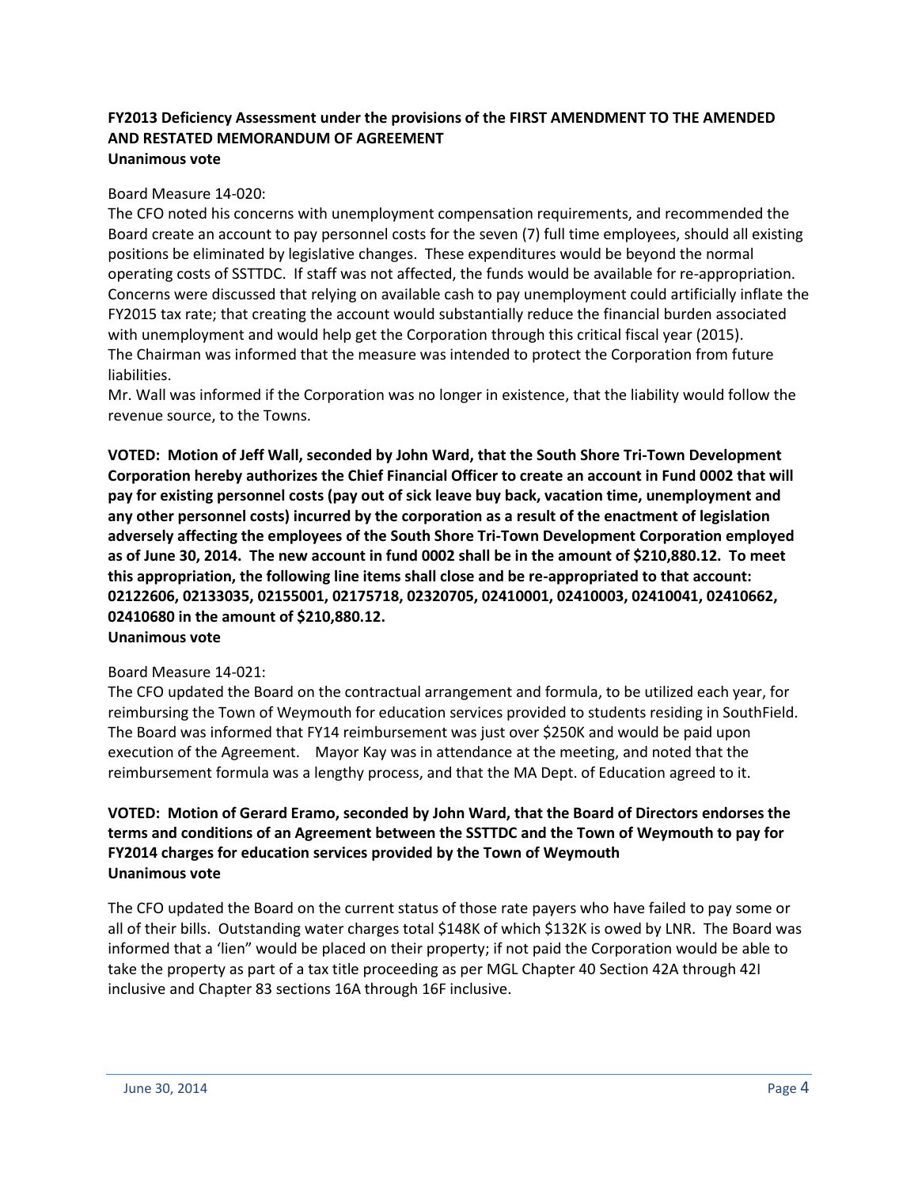**FY2013 Deficiency Assessment under the provisions of the FIRST AMENDMENT TO THE AMENDED AND RESTATED MEMORANDUM OF AGREEMENT**
**Unanimous vote**

Board Measure 14-020:
The CFO noted his concerns with unemployment compensation requirements, and recommended the Board create an account to pay personnel costs for the seven (7) full time employees, should all existing positions be eliminated by legislative changes. These expenditures would be beyond the normal operating costs of SSTTDC. If staff was not affected, the funds would be available for re-appropriation. Concerns were discussed that relying on available cash to pay unemployment could artificially inflate the FY2015 tax rate; that creating the account would substantially reduce the financial burden associated with unemployment and would help get the Corporation through this critical fiscal year (2015).
The Chairman was informed that the measure was intended to protect the Corporation from future liabilities.
Mr. Wall was informed if the Corporation was no longer in existence, that the liability would follow the revenue source, to the Towns.

**VOTED: Motion of Jeff Wall, seconded by John Ward, that the South Shore Tri-Town Development Corporation hereby authorizes the Chief Financial Officer to create an account in Fund 0002 that will pay for existing personnel costs (pay out of sick leave buy back, vacation time, unemployment and any other personnel costs) incurred by the corporation as a result of the enactment of legislation adversely affecting the employees of the South Shore Tri-Town Development Corporation employed as of June 30, 2014. The new account in fund 0002 shall be in the amount of $210,880.12. To meet this appropriation, the following line items shall close and be re-appropriated to that account: 02122606, 02133035, 02155001, 02175718, 02320705, 02410001, 02410003, 02410041, 02410662, 02410680 in the amount of $210,880.12.**
**Unanimous vote**

Board Measure 14-021:
The CFO updated the Board on the contractual arrangement and formula, to be utilized each year, for reimbursing the Town of Weymouth for education services provided to students residing in SouthField. The Board was informed that FY14 reimbursement was just over $250K and would be paid upon execution of the Agreement. Mayor Kay was in attendance at the meeting, and noted that the reimbursement formula was a lengthy process, and that the MA Dept. of Education agreed to it.

**VOTED: Motion of Gerard Eramo, seconded by John Ward, that the Board of Directors endorses the terms and conditions of an Agreement between the SSTTDC and the Town of Weymouth to pay for FY2014 charges for education services provided by the Town of Weymouth**
**Unanimous vote**

The CFO updated the Board on the current status of those rate payers who have failed to pay some or all of their bills. Outstanding water charges total $148K of which $132K is owed by LNR. The Board was informed that a 'lien" would be placed on their property; if not paid the Corporation would be able to take the property as part of a tax title proceeding as per MGL Chapter 40 Section 42A through 42I inclusive and Chapter 83 sections 16A through 16F inclusive.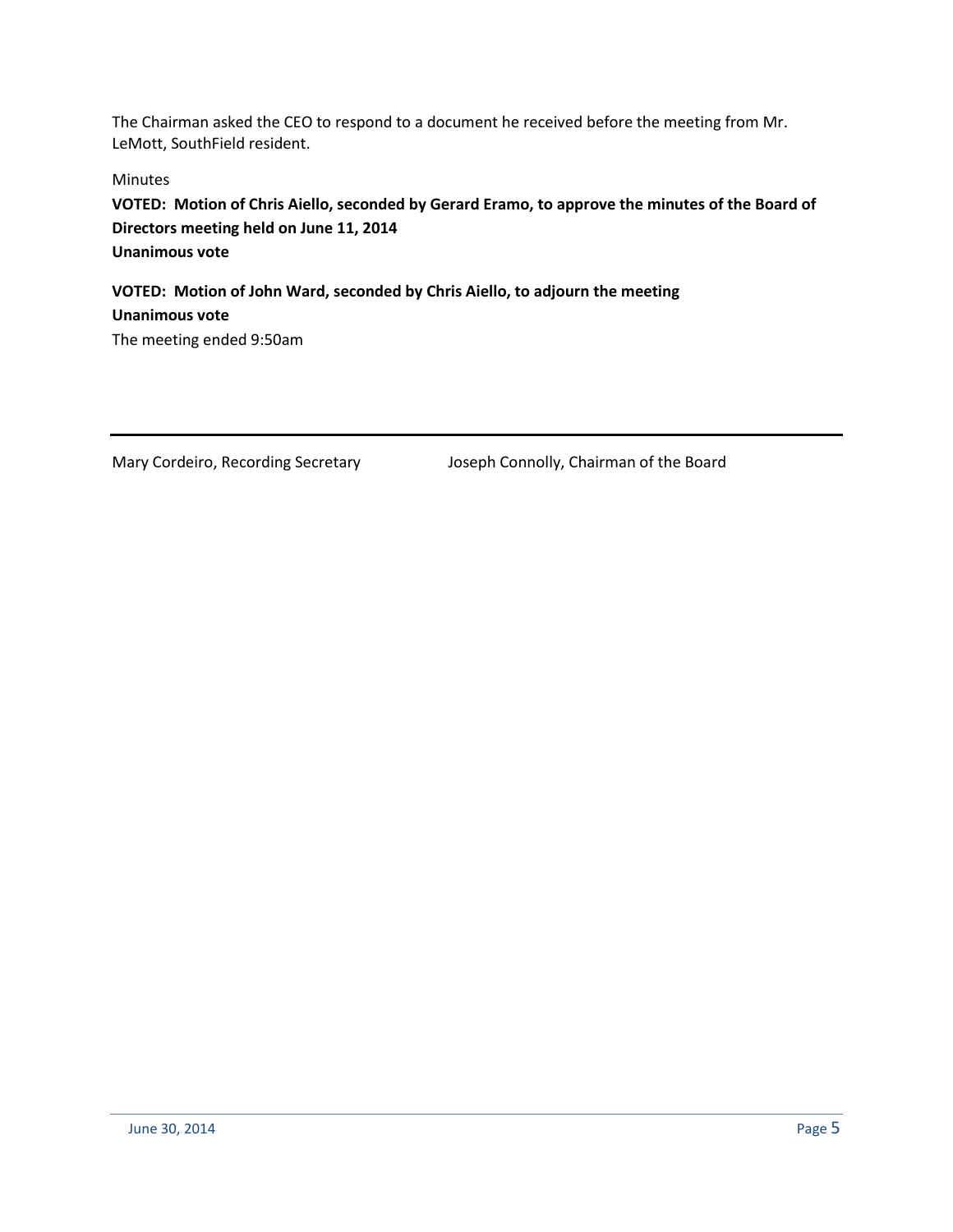The Chairman asked the CEO to respond to a document he received before the meeting from Mr. LeMott, SouthField resident.

Minutes

**VOTED: Motion of Chris Aiello, seconded by Gerard Eramo, to approve the minutes of the Board of Directors meeting held on June 11, 2014**
**Unanimous vote**

**VOTED: Motion of John Ward, seconded by Chris Aiello, to adjourn the meeting**
**Unanimous vote**

The meeting ended 9:50am

---

Mary Cordeiro, Recording Secretary Joseph Connolly, Chairman of the Board